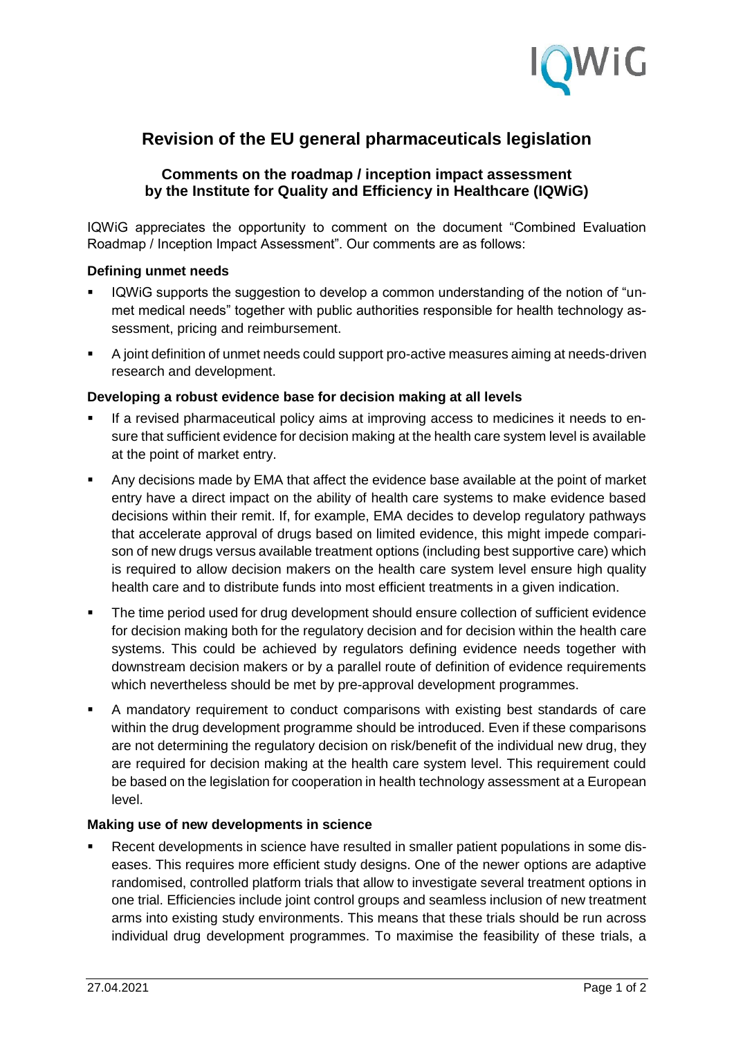# Revision of the EU general pharmaceuticals legislation

## Comments on the roadmap / inception impact assessment by the Institute for Quality and Efficiency in Healthcare (IQWiG)

IQWiG appreciates the opportunity to comment on the document "Combined Evaluation Roadmap / Inception Impact Assessment". Our comments are as follows:

### Defining unmet needs

- IQWiG supports the suggestion to develop a common understanding of the notion of "unmet medical needs" together with public authorities responsible for health technology assessment, pricing and reimbursement.
- A joint definition of unmet needs could support pro-active measures aiming at needs-driven research and development.

### Developing a robust evidence base for decision making at all levels

- If a revised pharmaceutical policy aims at improving access to medicines it needs to ensure that sufficient evidence for decision making at the health care system level is available at the point of market entry.
- Any decisions made by EMA that affect the evidence base available at the point of market entry have a direct impact on the ability of health care systems to make evidence based decisions within their remit. If, for example, EMA decides to develop regulatory pathways that accelerate approval of drugs based on limited evidence, this might impede comparison of new drugs versus available treatment options (including best supportive care) which is required to allow decision makers on the health care system level ensure high quality health care and to distribute funds into most efficient treatments in a given indication.
- The time period used for drug development should ensure collection of sufficient evidence for decision making both for the regulatory decision and for decision within the health care systems. This could be achieved by regulators defining evidence needs together with downstream decision makers or by a parallel route of definition of evidence requirements which nevertheless should be met by pre-approval development programmes.
- A mandatory requirement to conduct comparisons with existing best standards of care within the drug development programme should be introduced. Even if these comparisons are not determining the regulatory decision on risk/benefit of the individual new drug, they are required for decision making at the health care system level. This requirement could be based on the legislation for cooperation in health technology assessment at a European level.

### Making use of new developments in science

- Recent developments in science have resulted in smaller patient populations in some diseases. This requires more efficient study designs. One of the newer options are adaptive randomised, controlled platform trials that allow to investigate several treatment options in one trial. Efficiencies include joint control groups and seamless inclusion of new treatment arms into existing study environments. This means that these trials should be run across individual drug development programmes. To maximise the feasibility of these trials, a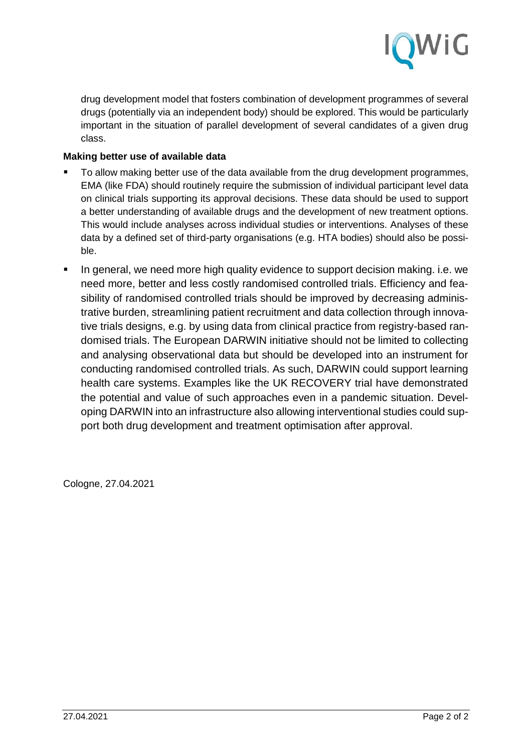drug development model that fosters combination of development programmes of several drugs (potentially via an independent body) should be explored. This would be particularly important in the situation of parallel development of several candidates of a given drug class.

**Making better use of available data**

- To allow making better use of the data available from the drug development programmes, EMA (like FDA) should routinely require the submission of individual participant level data on clinical trials supporting its approval decisions. These data should be used to support a better understanding of available drugs and the development of new treatment options. This would include analyses across individual studies or interventions. Analyses of these data by a defined set of third-party organisations (e.g. HTA bodies) should also be possible.
- In general, we need more high quality evidence to support decision making. i.e. we need more, better and less costly randomised controlled trials. Efficiency and feasibility of randomised controlled trials should be improved by decreasing administrative burden, streamlining patient recruitment and data collection through innovative trials designs, e.g. by using data from clinical practice from registry-based randomised trials. The European DARWIN initiative should not be limited to collecting and analysing observational data but should be developed into an instrument for conducting randomised controlled trials. As such, DARWIN could support learning health care systems. Examples like the UK RECOVERY trial have demonstrated the potential and value of such approaches even in a pandemic situation. Developing DARWIN into an infrastructure also allowing interventional studies could support both drug development and treatment optimisation after approval.

Cologne, 27.04.2021